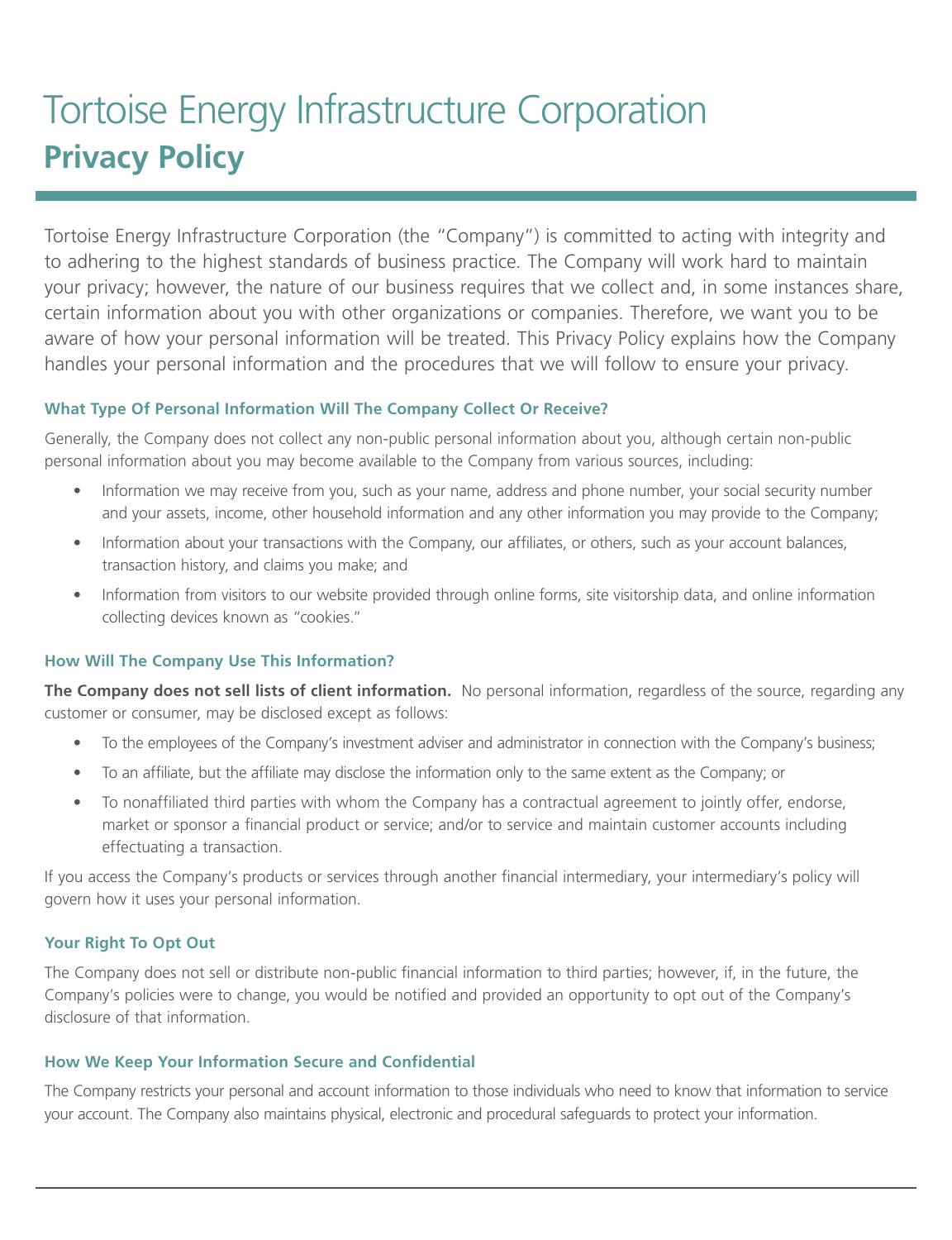# Tortoise Energy Infrastructure Corporation

## Privacy Policy

Tortoise Energy Infrastructure Corporation (the "Company") is committed to acting with integrity and to adhering to the highest standards of business practice. The Company will work hard to maintain your privacy; however, the nature of our business requires that we collect and, in some instances share, certain information about you with other organizations or companies. Therefore, we want you to be aware of how your personal information will be treated. This Privacy Policy explains how the Company handles your personal information and the procedures that we will follow to ensure your privacy.

### What Type Of Personal Information Will The Company Collect Or Receive?

Generally, the Company does not collect any non-public personal information about you, although certain non-public personal information about you may become available to the Company from various sources, including:

- Information we may receive from you, such as your name, address and phone number, your social security number and your assets, income, other household information and any other information you may provide to the Company;
- Information about your transactions with the Company, our affiliates, or others, such as your account balances, transaction history, and claims you make; and
- Information from visitors to our website provided through online forms, site visitorship data, and online information collecting devices known as "cookies."

### How Will The Company Use This Information?

**The Company does not sell lists of client information.** No personal information, regardless of the source, regarding any customer or consumer, may be disclosed except as follows:

- To the employees of the Company's investment adviser and administrator in connection with the Company's business;
- To an affiliate, but the affiliate may disclose the information only to the same extent as the Company; or
- To nonaffiliated third parties with whom the Company has a contractual agreement to jointly offer, endorse, market or sponsor a financial product or service; and/or to service and maintain customer accounts including effectuating a transaction.

If you access the Company's products or services through another financial intermediary, your intermediary's policy will govern how it uses your personal information.

### Your Right To Opt Out

The Company does not sell or distribute non-public financial information to third parties; however, if, in the future, the Company's policies were to change, you would be notified and provided an opportunity to opt out of the Company's disclosure of that information.

### How We Keep Your Information Secure and Confidential

The Company restricts your personal and account information to those individuals who need to know that information to service your account. The Company also maintains physical, electronic and procedural safeguards to protect your information.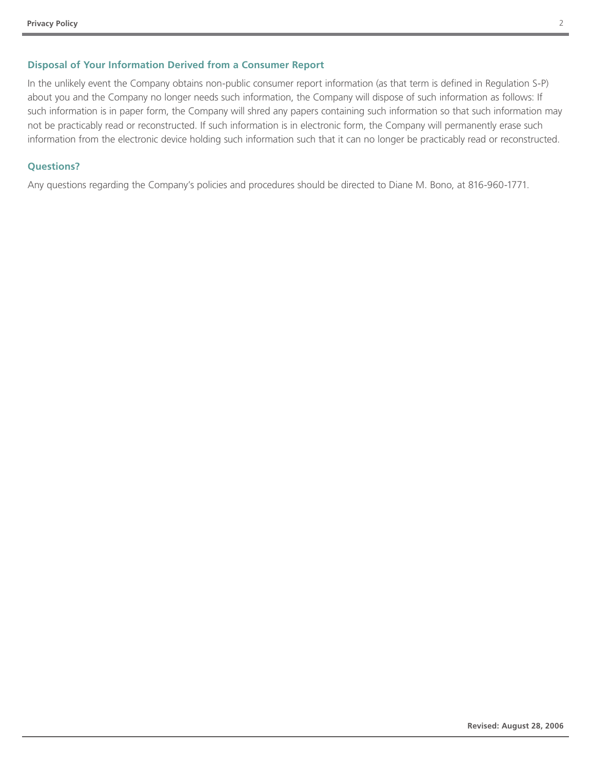## Disposal of Your Information Derived from a Consumer Report

In the unlikely event the Company obtains non-public consumer report information (as that term is defined in Regulation S-P) about you and the Company no longer needs such information, the Company will dispose of such information as follows: If such information is in paper form, the Company will shred any papers containing such information so that such information may not be practicably read or reconstructed. If such information is in electronic form, the Company will permanently erase such information from the electronic device holding such information such that it can no longer be practicably read or reconstructed.

## Questions?

Any questions regarding the Company's policies and procedures should be directed to Diane M. Bono, at 816-960-1771.

**Revised: August 28, 2006**